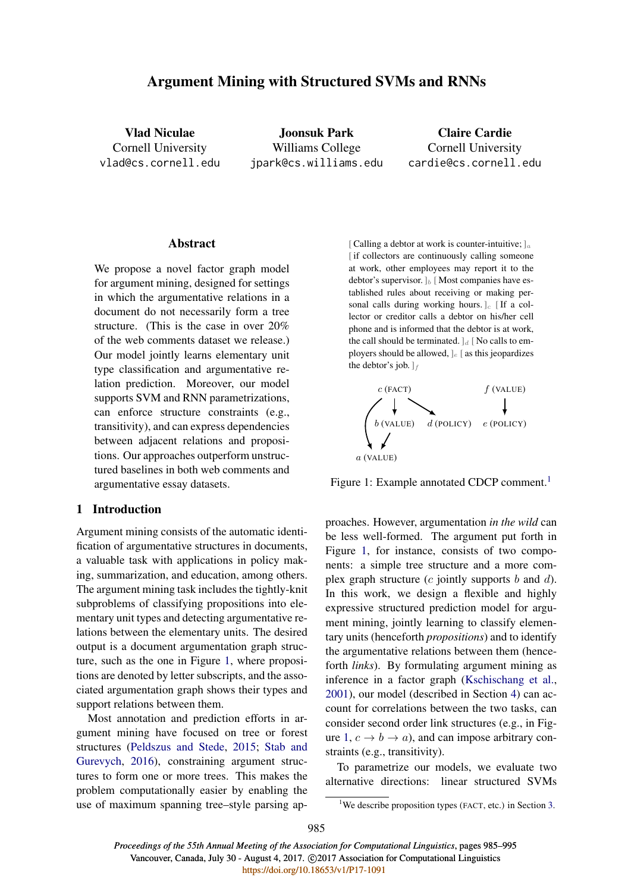# Argument Mining with Structured SVMs and RNNs

**Vlad Niculae**
Cornell University
vlad@cs.cornell.edu

**Joonsuk Park**
Williams College
jpark@cs.williams.edu

**Claire Cardie**
Cornell University
cardie@cs.cornell.edu

## Abstract

We propose a novel factor graph model for argument mining, designed for settings in which the argumentative relations in a document do not necessarily form a tree structure. (This is the case in over 20% of the web comments dataset we release.) Our model jointly learns elementary unit type classification and argumentative relation prediction. Moreover, our model supports SVM and RNN parametrizations, can enforce structure constraints (e.g., transitivity), and can express dependencies between adjacent relations and propositions. Our approaches outperform unstructured baselines in both web comments and argumentative essay datasets.

[ Calling a debtor at work is counter-intuitive; ]$_a$ [ if collectors are continuously calling someone at work, other employees may report it to the debtor's supervisor. ]$_b$ [ Most companies have established rules about receiving or making personal calls during working hours. ]$_c$ [ If a collector or creditor calls a debtor on his/her cell phone and is informed that the debtor is at work, the call should be terminated. ]$_d$ [ No calls to employers should be allowed, ]$_e$ [ as this jeopardizes the debtor's job. ]$_f$

Figure 1: Example annotated CDCP comment.[1]

## 1 Introduction

Argument mining consists of the automatic identification of argumentative structures in documents, a valuable task with applications in policy making, summarization, and education, among others. The argument mining task includes the tightly-knit subproblems of classifying propositions into elementary unit types and detecting argumentative relations between the elementary units. The desired output is a document argumentation graph structure, such as the one in Figure 1, where propositions are denoted by letter subscripts, and the associated argumentation graph shows their types and support relations between them.

Most annotation and prediction efforts in argument mining have focused on tree or forest structures (Peldszus and Stede, 2015; Stab and Gurevych, 2016), constraining argument structures to form one or more trees. This makes the problem computationally easier by enabling the use of maximum spanning tree–style parsing approaches. However, argumentation *in the wild* can be less well-formed. The argument put forth in Figure 1, for instance, consists of two components: a simple tree structure and a more complex graph structure ($c$ jointly supports $b$ and $d$). In this work, we design a flexible and highly expressive structured prediction model for argument mining, jointly learning to classify elementary units (henceforth *propositions*) and to identify the argumentative relations between them (henceforth *links*). By formulating argument mining as inference in a factor graph (Kschischang et al., 2001), our model (described in Section 4) can account for correlations between the two tasks, can consider second order link structures (e.g., in Figure 1, $c \to b \to a$), and can impose arbitrary constraints (e.g., transitivity).

To parametrize our models, we evaluate two alternative directions: linear structured SVMs

[1] We describe proposition types (FACT, etc.) in Section 3.

Proceedings of the 55th Annual Meeting of the Association for Computational Linguistics, pages 985–995
Vancouver, Canada, July 30 - August 4, 2017. ©2017 Association for Computational Linguistics
https://doi.org/10.18653/v1/P17-1091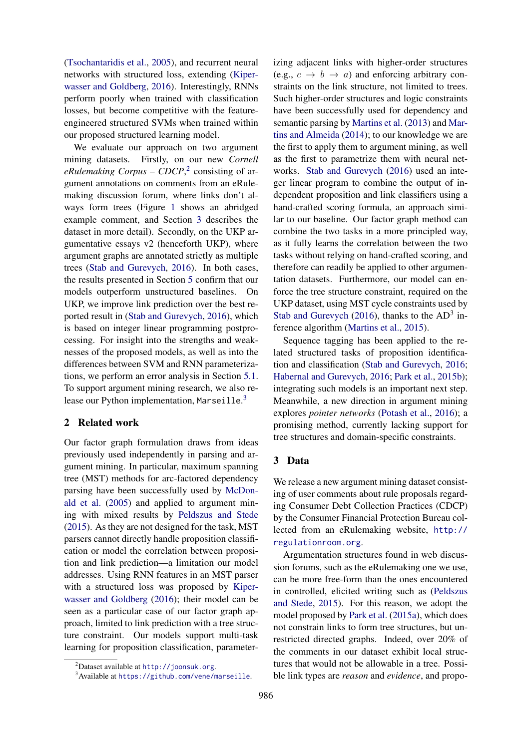(Tsochantaridis et al., 2005), and recurrent neural networks with structured loss, extending (Kiperwasser and Goldberg, 2016). Interestingly, RNNs perform poorly when trained with classification losses, but become competitive with the feature-engineered structured SVMs when trained within our proposed structured learning model.

We evaluate our approach on two argument mining datasets. Firstly, on our new *Cornell eRulemaking Corpus – CDCP*,[2] consisting of argument annotations on comments from an eRulemaking discussion forum, where links don't always form trees (Figure 1 shows an abridged example comment, and Section 3 describes the dataset in more detail). Secondly, on the UKP argumentative essays v2 (henceforth UKP), where argument graphs are annotated strictly as multiple trees (Stab and Gurevych, 2016). In both cases, the results presented in Section 5 confirm that our models outperform unstructured baselines. On UKP, we improve link prediction over the best reported result in (Stab and Gurevych, 2016), which is based on integer linear programming postprocessing. For insight into the strengths and weaknesses of the proposed models, as well as into the differences between SVM and RNN parameterizations, we perform an error analysis in Section 5.1. To support argument mining research, we also release our Python implementation, `Marseille`.[3]

## 2 Related work

Our factor graph formulation draws from ideas previously used independently in parsing and argument mining. In particular, maximum spanning tree (MST) methods for arc-factored dependency parsing have been successfully used by McDonald et al. (2005) and applied to argument mining with mixed results by Peldszus and Stede (2015). As they are not designed for the task, MST parsers cannot directly handle proposition classification or model the correlation between proposition and link prediction—a limitation our model addresses. Using RNN features in an MST parser with a structured loss was proposed by Kiperwasser and Goldberg (2016); their model can be seen as a particular case of our factor graph approach, limited to link prediction with a tree structure constraint. Our models support multi-task learning for proposition classification, parameterizing adjacent links with higher-order structures (e.g., $c \to b \to a$) and enforcing arbitrary constraints on the link structure, not limited to trees. Such higher-order structures and logic constraints have been successfully used for dependency and semantic parsing by Martins et al. (2013) and Martins and Almeida (2014); to our knowledge we are the first to apply them to argument mining, as well as the first to parametrize them with neural networks. Stab and Gurevych (2016) used an integer linear program to combine the output of independent proposition and link classifiers using a hand-crafted scoring formula, an approach similar to our baseline. Our factor graph method can combine the two tasks in a more principled way, as it fully learns the correlation between the two tasks without relying on hand-crafted scoring, and therefore can readily be applied to other argumentation datasets. Furthermore, our model can enforce the tree structure constraint, required on the UKP dataset, using MST cycle constraints used by Stab and Gurevych (2016), thanks to the AD[3] inference algorithm (Martins et al., 2015).

Sequence tagging has been applied to the related structured tasks of proposition identification and classification (Stab and Gurevych, 2016; Habernal and Gurevych, 2016; Park et al., 2015b); integrating such models is an important next step. Meanwhile, a new direction in argument mining explores *pointer networks* (Potash et al., 2016); a promising method, currently lacking support for tree structures and domain-specific constraints.

## 3 Data

We release a new argument mining dataset consisting of user comments about rule proposals regarding Consumer Debt Collection Practices (CDCP) by the Consumer Financial Protection Bureau collected from an eRulemaking website, `http://regulationroom.org`.

Argumentation structures found in web discussion forums, such as the eRulemaking one we use, can be more free-form than the ones encountered in controlled, elicited writing such as (Peldszus and Stede, 2015). For this reason, we adopt the model proposed by Park et al. (2015a), which does not constrain links to form tree structures, but unrestricted directed graphs. Indeed, over 20% of the comments in our dataset exhibit local structures that would not be allowable in a tree. Possible link types are *reason* and *evidence*, and propo-

[2] Dataset available at `http://joonsuk.org`.

[3] Available at `https://github.com/vene/marseille`.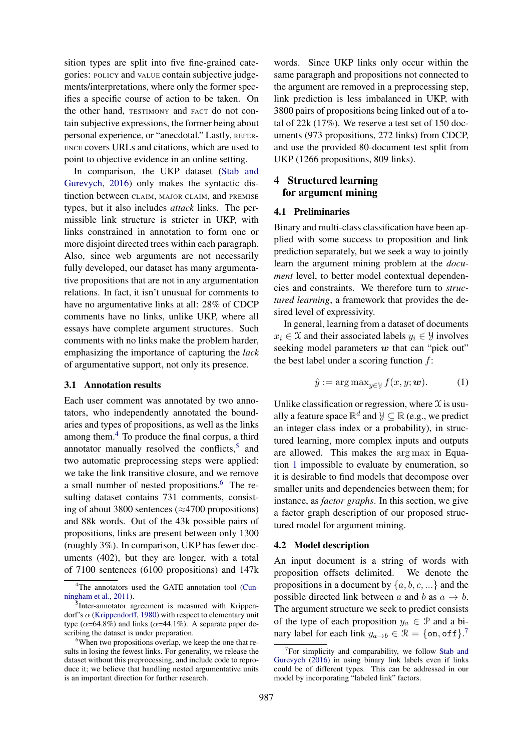sition types are split into five fine-grained categories: POLICY and VALUE contain subjective judgements/interpretations, where only the former specifies a specific course of action to be taken. On the other hand, TESTIMONY and FACT do not contain subjective expressions, the former being about personal experience, or "anecdotal." Lastly, REFERENCE covers URLs and citations, which are used to point to objective evidence in an online setting.

In comparison, the UKP dataset (Stab and Gurevych, 2016) only makes the syntactic distinction between CLAIM, MAJOR CLAIM, and PREMISE types, but it also includes *attack* links. The permissible link structure is stricter in UKP, with links constrained in annotation to form one or more disjoint directed trees within each paragraph. Also, since web arguments are not necessarily fully developed, our dataset has many argumentative propositions that are not in any argumentation relations. In fact, it isn't unusual for comments to have no argumentative links at all: 28% of CDCP comments have no links, unlike UKP, where all essays have complete argument structures. Such comments with no links make the problem harder, emphasizing the importance of capturing the *lack* of argumentative support, not only its presence.

### 3.1 Annotation results

Each user comment was annotated by two annotators, who independently annotated the boundaries and types of propositions, as well as the links among them.[4] To produce the final corpus, a third annotator manually resolved the conflicts,[5] and two automatic preprocessing steps were applied: we take the link transitive closure, and we remove a small number of nested propositions.[6] The resulting dataset contains 731 comments, consisting of about 3800 sentences (≈4700 propositions) and 88k words. Out of the 43k possible pairs of propositions, links are present between only 1300 (roughly 3%). In comparison, UKP has fewer documents (402), but they are longer, with a total of 7100 sentences (6100 propositions) and 147k words. Since UKP links only occur within the same paragraph and propositions not connected to the argument are removed in a preprocessing step, link prediction is less imbalanced in UKP, with 3800 pairs of propositions being linked out of a total of 22k (17%). We reserve a test set of 150 documents (973 propositions, 272 links) from CDCP, and use the provided 80-document test split from UKP (1266 propositions, 809 links).

[4] The annotators used the GATE annotation tool (Cunningham et al., 2011).

[5] Inter-annotator agreement is measured with Krippendorf's $\alpha$ (Krippendorff, 1980) with respect to elementary unit type ($\alpha$=64.8%) and links ($\alpha$=44.1%). A separate paper describing the dataset is under preparation.

[6] When two propositions overlap, we keep the one that results in losing the fewest links. For generality, we release the dataset without this preprocessing, and include code to reproduce it; we believe that handling nested argumentative units is an important direction for further research.

## 4 Structured learning for argument mining

### 4.1 Preliminaries

Binary and multi-class classification have been applied with some success to proposition and link prediction separately, but we seek a way to jointly learn the argument mining problem at the *document* level, to better model contextual dependencies and constraints. We therefore turn to *structured learning*, a framework that provides the desired level of expressivity.

In general, learning from a dataset of documents $x_i \in \mathcal{X}$ and their associated labels $y_i \in \mathcal{Y}$ involves seeking model parameters $\boldsymbol{w}$ that can "pick out" the best label under a scoring function $f$:

$$\hat{y} := \arg\max_{y \in \mathcal{Y}} f(x, y; \boldsymbol{w}). \tag{1}$$

Unlike classification or regression, where $\mathcal{X}$ is usually a feature space $\mathbb{R}^d$ and $\mathcal{Y} \subseteq \mathbb{R}$ (e.g., we predict an integer class index or a probability), in structured learning, more complex inputs and outputs are allowed. This makes the $\arg\max$ in Equation 1 impossible to evaluate by enumeration, so it is desirable to find models that decompose over smaller units and dependencies between them; for instance, as *factor graphs*. In this section, we give a factor graph description of our proposed structured model for argument mining.

### 4.2 Model description

An input document is a string of words with proposition offsets delimited. We denote the propositions in a document by $\{a, b, c, ...\}$ and the possible directed link between $a$ and $b$ as $a \to b$. The argument structure we seek to predict consists of the type of each proposition $y_a \in \mathcal{P}$ and a binary label for each link $y_{a\to b} \in \mathcal{R} = \{\texttt{on}, \texttt{off}\}$.[7]

[7] For simplicity and comparability, we follow Stab and Gurevych (2016) in using binary link labels even if links could be of different types. This can be addressed in our model by incorporating "labeled link" factors.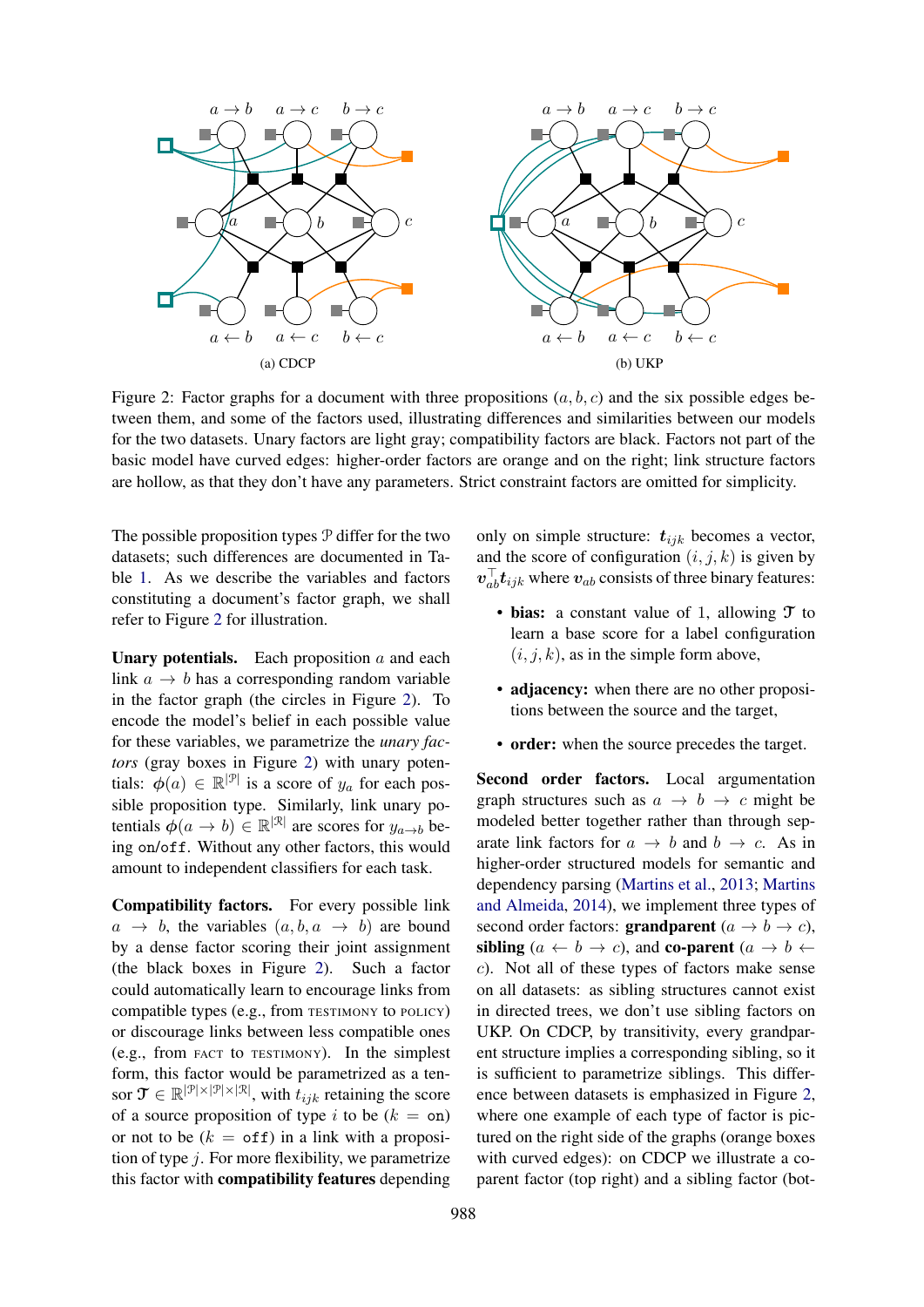(a) CDCP

(b) UKP

Figure 2: Factor graphs for a document with three propositions $(a, b, c)$ and the six possible edges between them, and some of the factors used, illustrating differences and similarities between our models for the two datasets. Unary factors are light gray; compatibility factors are black. Factors not part of the basic model have curved edges: higher-order factors are orange and on the right; link structure factors are hollow, as that they don't have any parameters. Strict constraint factors are omitted for simplicity.

The possible proposition types $\mathcal{P}$ differ for the two datasets; such differences are documented in Table 1. As we describe the variables and factors constituting a document's factor graph, we shall refer to Figure 2 for illustration.

**Unary potentials.** Each proposition $a$ and each link $a \rightarrow b$ has a corresponding random variable in the factor graph (the circles in Figure 2). To encode the model's belief in each possible value for these variables, we parametrize the *unary factors* (gray boxes in Figure 2) with unary potentials: $\phi(a) \in \mathbb{R}^{|\mathcal{P}|}$ is a score of $y_a$ for each possible proposition type. Similarly, link unary potentials $\phi(a \rightarrow b) \in \mathbb{R}^{|\mathcal{R}|}$ are scores for $y_{a \rightarrow b}$ being on/off. Without any other factors, this would amount to independent classifiers for each task.

**Compatibility factors.** For every possible link $a \rightarrow b$, the variables $(a, b, a \rightarrow b)$ are bound by a dense factor scoring their joint assignment (the black boxes in Figure 2). Such a factor could automatically learn to encourage links from compatible types (e.g., from TESTIMONY to POLICY) or discourage links between less compatible ones (e.g., from FACT to TESTIMONY). In the simplest form, this factor would be parametrized as a tensor $\mathcal{T} \in \mathbb{R}^{|\mathcal{P}| \times |\mathcal{P}| \times |\mathcal{R}|}$, with $t_{ijk}$ retaining the score of a source proposition of type $i$ to be $(k = \texttt{on})$ or not to be $(k = \texttt{off})$ in a link with a proposition of type $j$. For more flexibility, we parametrize this factor with **compatibility features** depending only on simple structure: $\boldsymbol{t}_{ijk}$ becomes a vector, and the score of configuration $(i, j, k)$ is given by $\boldsymbol{v}_{ab}^{\top} \boldsymbol{t}_{ijk}$ where $\boldsymbol{v}_{ab}$ consists of three binary features:

- **bias:** a constant value of 1, allowing $\mathcal{T}$ to learn a base score for a label configuration $(i, j, k)$, as in the simple form above,
- **adjacency:** when there are no other propositions between the source and the target,
- **order:** when the source precedes the target.

**Second order factors.** Local argumentation graph structures such as $a \rightarrow b \rightarrow c$ might be modeled better together rather than through separate link factors for $a \rightarrow b$ and $b \rightarrow c$. As in higher-order structured models for semantic and dependency parsing (Martins et al., 2013; Martins and Almeida, 2014), we implement three types of second order factors: **grandparent** $(a \rightarrow b \rightarrow c)$, **sibling** $(a \leftarrow b \rightarrow c)$, and **co-parent** $(a \rightarrow b \leftarrow c)$. Not all of these types of factors make sense on all datasets: as sibling structures cannot exist in directed trees, we don't use sibling factors on UKP. On CDCP, by transitivity, every grandparent structure implies a corresponding sibling, so it is sufficient to parametrize siblings. This difference between datasets is emphasized in Figure 2, where one example of each type of factor is pictured on the right side of the graphs (orange boxes with curved edges): on CDCP we illustrate a coparent factor (top right) and a sibling factor (bot-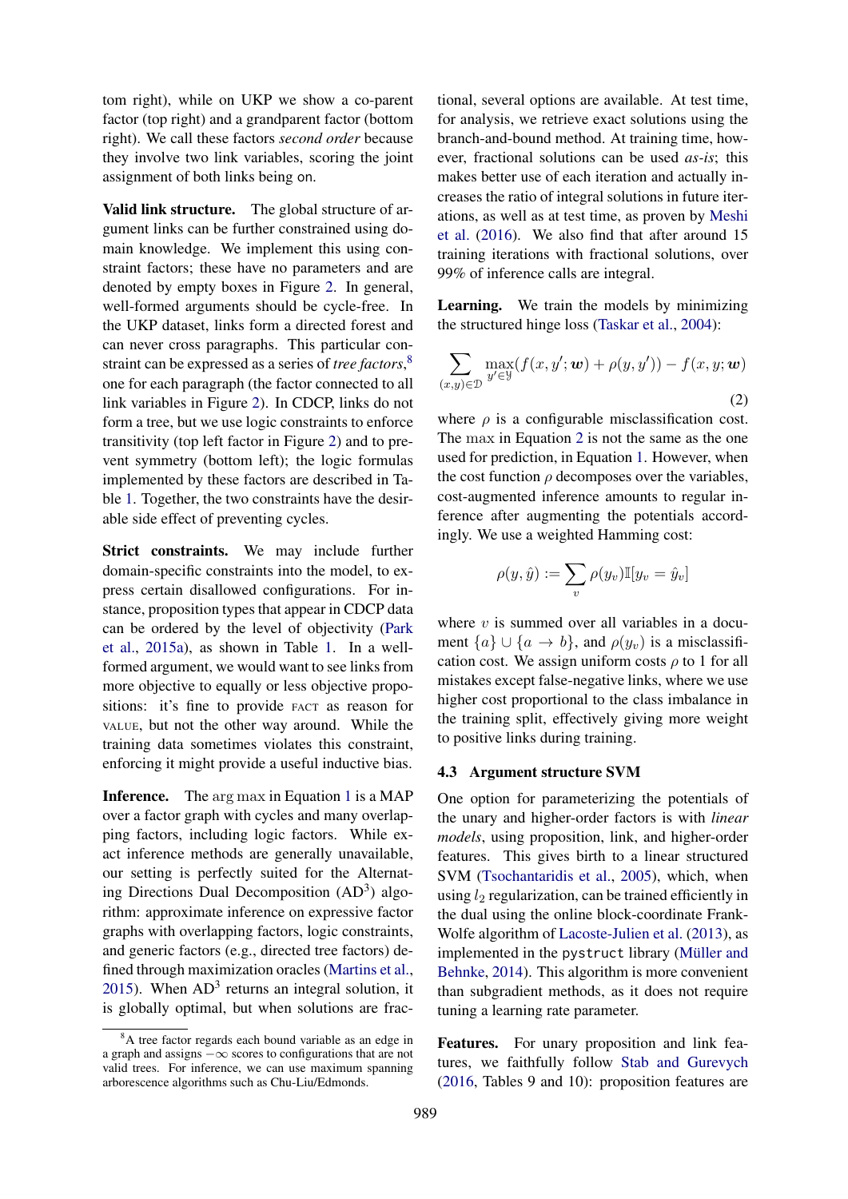tom right), while on UKP we show a co-parent factor (top right) and a grandparent factor (bottom right). We call these factors *second order* because they involve two link variables, scoring the joint assignment of both links being on.

**Valid link structure.** The global structure of argument links can be further constrained using domain knowledge. We implement this using constraint factors; these have no parameters and are denoted by empty boxes in Figure 2. In general, well-formed arguments should be cycle-free. In the UKP dataset, links form a directed forest and can never cross paragraphs. This particular constraint can be expressed as a series of *tree factors*,[8] one for each paragraph (the factor connected to all link variables in Figure 2). In CDCP, links do not form a tree, but we use logic constraints to enforce transitivity (top left factor in Figure 2) and to prevent symmetry (bottom left); the logic formulas implemented by these factors are described in Table 1. Together, the two constraints have the desirable side effect of preventing cycles.

**Strict constraints.** We may include further domain-specific constraints into the model, to express certain disallowed configurations. For instance, proposition types that appear in CDCP data can be ordered by the level of objectivity (Park et al., 2015a), as shown in Table 1. In a well-formed argument, we would want to see links from more objective to equally or less objective propositions: it's fine to provide FACT as reason for VALUE, but not the other way around. While the training data sometimes violates this constraint, enforcing it might provide a useful inductive bias.

**Inference.** The $\arg\max$ in Equation 1 is a MAP over a factor graph with cycles and many overlapping factors, including logic factors. While exact inference methods are generally unavailable, our setting is perfectly suited for the Alternating Directions Dual Decomposition (AD$^3$) algorithm: approximate inference on expressive factor graphs with overlapping factors, logic constraints, and generic factors (e.g., directed tree factors) defined through maximization oracles (Martins et al., 2015). When AD$^3$ returns an integral solution, it is globally optimal, but when solutions are fractional, several options are available. At test time, for analysis, we retrieve exact solutions using the branch-and-bound method. At training time, however, fractional solutions can be used *as-is*; this makes better use of each iteration and actually increases the ratio of integral solutions in future iterations, as well as at test time, as proven by Meshi et al. (2016). We also find that after around 15 training iterations with fractional solutions, over 99% of inference calls are integral.

**Learning.** We train the models by minimizing the structured hinge loss (Taskar et al., 2004):

$$\sum_{(x,y)\in\mathcal{D}} \max_{y'\in\mathcal{Y}} (f(x, y'; \boldsymbol{w}) + \rho(y, y')) - f(x, y; \boldsymbol{w}) \tag{2}$$

where $\rho$ is a configurable misclassification cost. The $\max$ in Equation 2 is not the same as the one used for prediction, in Equation 1. However, when the cost function $\rho$ decomposes over the variables, cost-augmented inference amounts to regular inference after augmenting the potentials accordingly. We use a weighted Hamming cost:

$$\rho(y, \hat{y}) := \sum_v \rho(y_v)\mathbb{I}[y_v = \hat{y}_v]$$

where $v$ is summed over all variables in a document $\{a\} \cup \{a \to b\}$, and $\rho(y_v)$ is a misclassification cost. We assign uniform costs $\rho$ to 1 for all mistakes except false-negative links, where we use higher cost proportional to the class imbalance in the training split, effectively giving more weight to positive links during training.

### 4.3 Argument structure SVM

One option for parameterizing the potentials of the unary and higher-order factors is with *linear models*, using proposition, link, and higher-order features. This gives birth to a linear structured SVM (Tsochantaridis et al., 2005), which, when using $l_2$ regularization, can be trained efficiently in the dual using the online block-coordinate Frank-Wolfe algorithm of Lacoste-Julien et al. (2013), as implemented in the `pystruct` library (Müller and Behnke, 2014). This algorithm is more convenient than subgradient methods, as it does not require tuning a learning rate parameter.

**Features.** For unary proposition and link features, we faithfully follow Stab and Gurevych (2016, Tables 9 and 10): proposition features are

---

[8] A tree factor regards each bound variable as an edge in a graph and assigns $-\infty$ scores to configurations that are not valid trees. For inference, we can use maximum spanning arborescence algorithms such as Chu-Liu/Edmonds.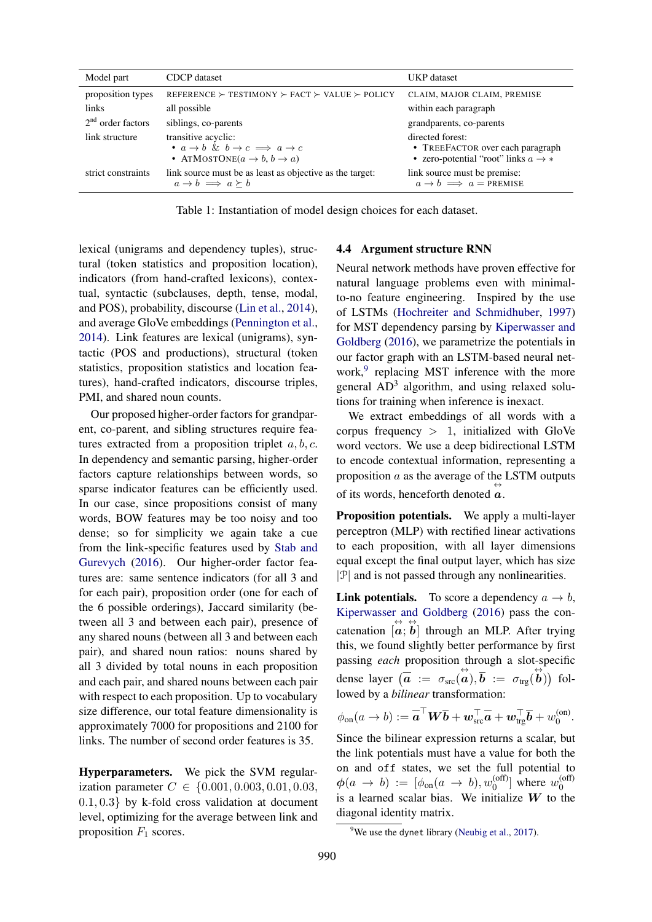| Model part | CDCP dataset | UKP dataset |
|---|---|---|
| proposition types | REFERENCE ≻ TESTIMONY ≻ FACT ≻ VALUE ≻ POLICY | CLAIM, MAJOR CLAIM, PREMISE |
| links | all possible | within each paragraph |
| 2nd order factors | siblings, co-parents | grandparents, co-parents |
| link structure | transitive acyclic: • $a \to b$ & $b \to c \implies a \to c$ • ATMOSTONE($a \to b, b \to a$) | directed forest: • TREEFACTOR over each paragraph • zero-potential "root" links $a \to *$ |
| strict constraints | link source must be as least as objective as the target: $a \to b \implies a \succeq b$ | link source must be premise: $a \to b \implies a =$ PREMISE |

Table 1: Instantiation of model design choices for each dataset.

lexical (unigrams and dependency tuples), structural (token statistics and proposition location), indicators (from hand-crafted lexicons), contextual, syntactic (subclauses, depth, tense, modal, and POS), probability, discourse (Lin et al., 2014), and average GloVe embeddings (Pennington et al., 2014). Link features are lexical (unigrams), syntactic (POS and productions), structural (token statistics, proposition statistics and location features), hand-crafted indicators, discourse triples, PMI, and shared noun counts.

Our proposed higher-order factors for grandparent, co-parent, and sibling structures require features extracted from a proposition triplet $a, b, c$. In dependency and semantic parsing, higher-order factors capture relationships between words, so sparse indicator features can be efficiently used. In our case, since propositions consist of many words, BOW features may be too noisy and too dense; so for simplicity we again take a cue from the link-specific features used by Stab and Gurevych (2016). Our higher-order factor features are: same sentence indicators (for all 3 and for each pair), proposition order (one for each of the 6 possible orderings), Jaccard similarity (between all 3 and between each pair), presence of any shared nouns (between all 3 and between each pair), and shared noun ratios: nouns shared by all 3 divided by total nouns in each proposition and each pair, and shared nouns between each pair with respect to each proposition. Up to vocabulary size difference, our total feature dimensionality is approximately 7000 for propositions and 2100 for links. The number of second order features is 35.

**Hyperparameters.** We pick the SVM regularization parameter $C \in \{0.001, 0.003, 0.01, 0.03, 0.1, 0.3\}$ by k-fold cross validation at document level, optimizing for the average between link and proposition $F_1$ scores.

## 4.4 Argument structure RNN

Neural network methods have proven effective for natural language problems even with minimal-to-no feature engineering. Inspired by the use of LSTMs (Hochreiter and Schmidhuber, 1997) for MST dependency parsing by Kiperwasser and Goldberg (2016), we parametrize the potentials in our factor graph with an LSTM-based neural network,[9] replacing MST inference with the more general AD$^3$ algorithm, and using relaxed solutions for training when inference is inexact.

We extract embeddings of all words with a corpus frequency $> 1$, initialized with GloVe word vectors. We use a deep bidirectional LSTM to encode contextual information, representing a proposition $a$ as the average of the LSTM outputs of its words, henceforth denoted $\overleftrightarrow{\boldsymbol{a}}$.

**Proposition potentials.** We apply a multi-layer perceptron (MLP) with rectified linear activations to each proposition, with all layer dimensions equal except the final output layer, which has size $|\mathcal{P}|$ and is not passed through any nonlinearities.

**Link potentials.** To score a dependency $a \to b$, Kiperwasser and Goldberg (2016) pass the concatenation $[\overleftrightarrow{\boldsymbol{a}}; \overleftrightarrow{\boldsymbol{b}}]$ through an MLP. After trying this, we found slightly better performance by first passing *each* proposition through a slot-specific dense layer $(\overline{\boldsymbol{a}} := \sigma_{\text{src}}(\overleftrightarrow{\boldsymbol{a}}), \overline{\boldsymbol{b}} := \sigma_{\text{trg}}(\overleftrightarrow{\boldsymbol{b}}))$ followed by a *bilinear* transformation:

$$\phi_{\text{on}}(a \to b) := \overline{\boldsymbol{a}}^\top \boldsymbol{W} \overline{\boldsymbol{b}} + \boldsymbol{w}_{\text{src}}^\top \overline{\boldsymbol{a}} + \boldsymbol{w}_{\text{trg}}^\top \overline{\boldsymbol{b}} + w_0^{(\text{on})}.$$

Since the bilinear expression returns a scalar, but the link potentials must have a value for both the `on` and `off` states, we set the full potential to $\boldsymbol{\phi}(a \to b) := [\phi_{\text{on}}(a \to b), w_0^{(\text{off})}]$ where $w_0^{(\text{off})}$ is a learned scalar bias. We initialize $\boldsymbol{W}$ to the diagonal identity matrix.

[9] We use the `dynet` library (Neubig et al., 2017).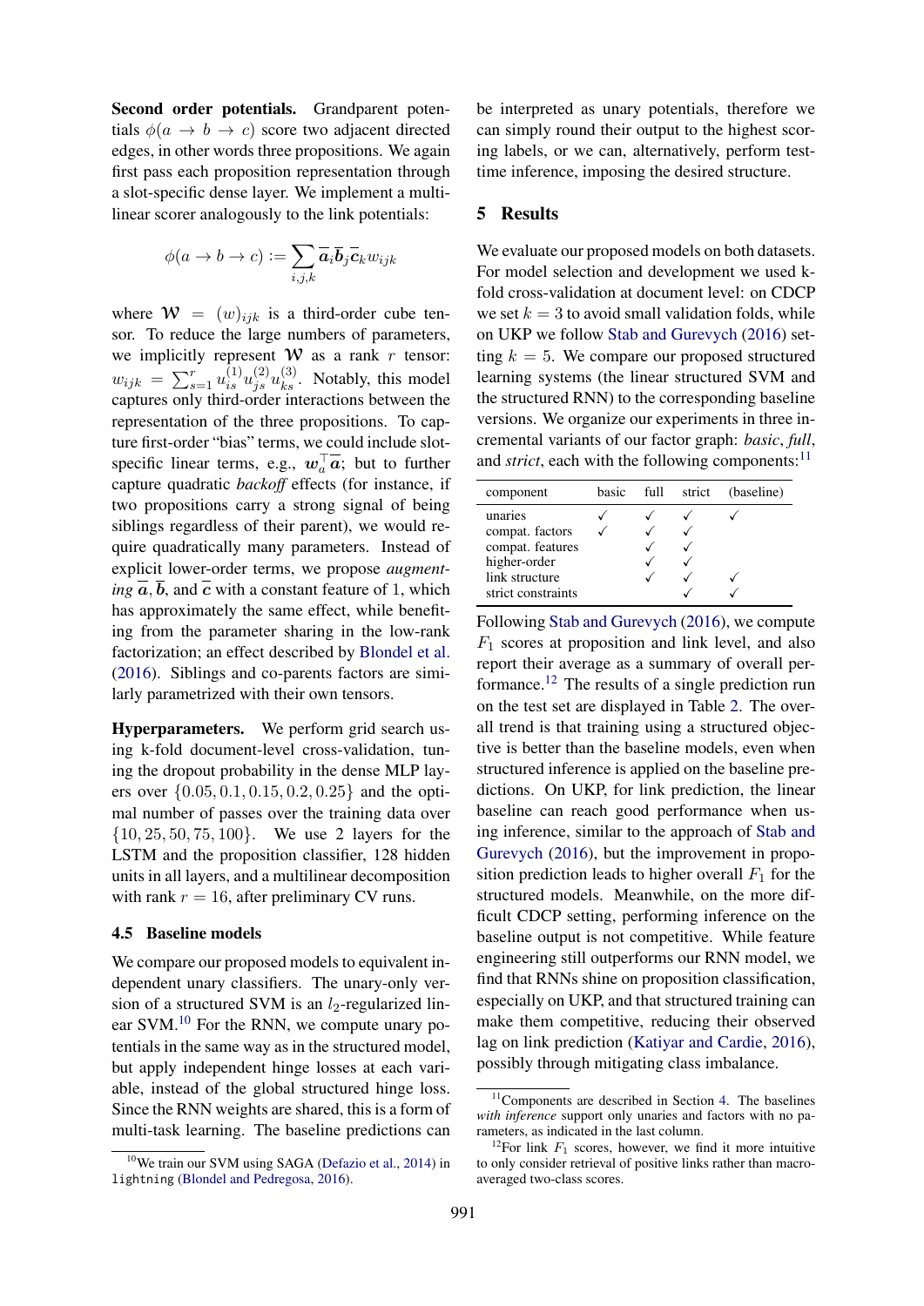**Second order potentials.** Grandparent potentials $\phi(a \to b \to c)$ score two adjacent directed edges, in other words three propositions. We again first pass each proposition representation through a slot-specific dense layer. We implement a multilinear scorer analogously to the link potentials:

$$\phi(a \to b \to c) := \sum_{i,j,k} \overline{\boldsymbol{a}}_i \overline{\boldsymbol{b}}_j \overline{\boldsymbol{c}}_k w_{ijk}$$

where $\mathcal{W} = (w)_{ijk}$ is a third-order cube tensor. To reduce the large numbers of parameters, we implicitly represent $\mathcal{W}$ as a rank $r$ tensor: $w_{ijk} = \sum_{s=1}^{r} u_{is}^{(1)} u_{js}^{(2)} u_{ks}^{(3)}$. Notably, this model captures only third-order interactions between the representation of the three propositions. To capture first-order "bias" terms, we could include slot-specific linear terms, e.g., $\boldsymbol{w}_a^\top \overline{\boldsymbol{a}}$; but to further capture quadratic *backoff* effects (for instance, if two propositions carry a strong signal of being siblings regardless of their parent), we would require quadratically many parameters. Instead of explicit lower-order terms, we propose *augmenting* $\overline{\boldsymbol{a}}$, $\overline{\boldsymbol{b}}$, and $\overline{\boldsymbol{c}}$ with a constant feature of 1, which has approximately the same effect, while benefiting from the parameter sharing in the low-rank factorization; an effect described by Blondel et al. (2016). Siblings and co-parents factors are similarly parametrized with their own tensors.

**Hyperparameters.** We perform grid search using k-fold document-level cross-validation, tuning the dropout probability in the dense MLP layers over $\{0.05, 0.1, 0.15, 0.2, 0.25\}$ and the optimal number of passes over the training data over $\{10, 25, 50, 75, 100\}$. We use 2 layers for the LSTM and the proposition classifier, 128 hidden units in all layers, and a multilinear decomposition with rank $r = 16$, after preliminary CV runs.

### 4.5 Baseline models

We compare our proposed models to equivalent independent unary classifiers. The unary-only version of a structured SVM is an $l_2$-regularized linear SVM.[10] For the RNN, we compute unary potentials in the same way as in the structured model, but apply independent hinge losses at each variable, instead of the global structured hinge loss. Since the RNN weights are shared, this is a form of multi-task learning. The baseline predictions can be interpreted as unary potentials, therefore we can simply round their output to the highest scoring labels, or we can, alternatively, perform test-time inference, imposing the desired structure.

## 5 Results

We evaluate our proposed models on both datasets. For model selection and development we used k-fold cross-validation at document level: on CDCP we set $k = 3$ to avoid small validation folds, while on UKP we follow Stab and Gurevych (2016) setting $k = 5$. We compare our proposed structured learning systems (the linear structured SVM and the structured RNN) to the corresponding baseline versions. We organize our experiments in three incremental variants of our factor graph: *basic*, *full*, and *strict*, each with the following components:[11]

| component | basic | full | strict | (baseline) |
|---|---|---|---|---|
| unaries | ✓ | ✓ | ✓ | ✓ |
| compat. factors | ✓ | ✓ | ✓ | |
| compat. features | | ✓ | ✓ | |
| higher-order | | ✓ | ✓ | |
| link structure | | ✓ | ✓ | ✓ |
| strict constraints | | | ✓ | ✓ |

Following Stab and Gurevych (2016), we compute $F_1$ scores at proposition and link level, and also report their average as a summary of overall performance.[12] The results of a single prediction run on the test set are displayed in Table 2. The overall trend is that training using a structured objective is better than the baseline models, even when structured inference is applied on the baseline predictions. On UKP, for link prediction, the linear baseline can reach good performance when using inference, similar to the approach of Stab and Gurevych (2016), but the improvement in proposition prediction leads to higher overall $F_1$ for the structured models. Meanwhile, on the more difficult CDCP setting, performing inference on the baseline output is not competitive. While feature engineering still outperforms our RNN model, we find that RNNs shine on proposition classification, especially on UKP, and that structured training can make them competitive, reducing their observed lag on link prediction (Katiyar and Cardie, 2016), possibly through mitigating class imbalance.

---

[10] We train our SVM using SAGA (Defazio et al., 2014) in `lightning` (Blondel and Pedregosa, 2016).

[11] Components are described in Section 4. The baselines *with inference* support only unaries and factors with no parameters, as indicated in the last column.

[12] For link $F_1$ scores, however, we find it more intuitive to only consider retrieval of positive links rather than macro-averaged two-class scores.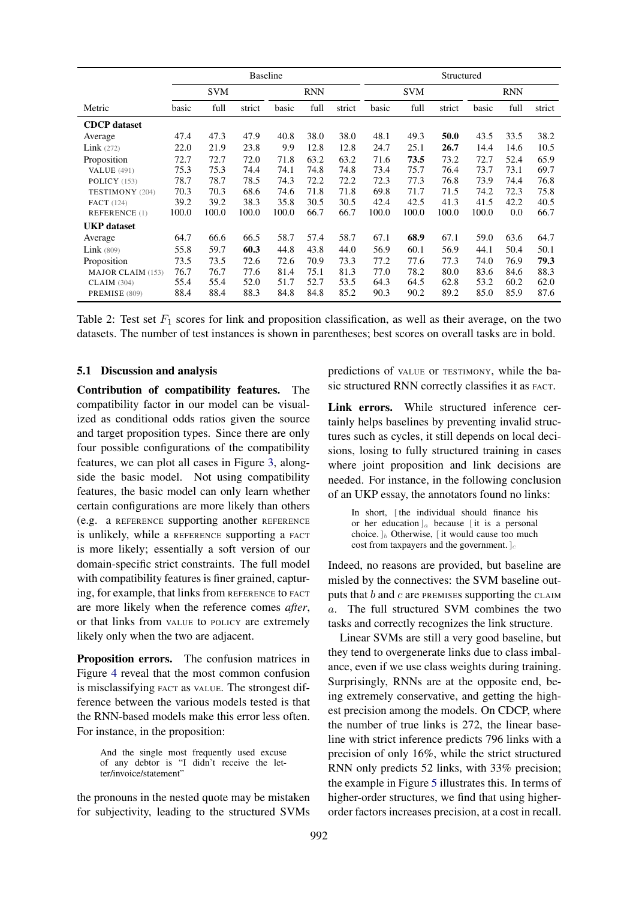| | Baseline | | | | | | Structured | | | | | |
|---|---|---|---|---|---|---|---|---|---|---|---|---|
| | SVM | | | RNN | | | SVM | | | RNN | | |
| Metric | basic | full | strict | basic | full | strict | basic | full | strict | basic | full | strict |
| **CDCP dataset** | | | | | | | | | | | | |
| Average | 47.4 | 47.3 | 47.9 | 40.8 | 38.0 | 38.0 | 48.1 | 49.3 | **50.0** | 43.5 | 33.5 | 38.2 |
| Link (272) | 22.0 | 21.9 | 23.8 | 9.9 | 12.8 | 12.8 | 24.7 | 25.1 | **26.7** | 14.4 | 14.6 | 10.5 |
| Proposition | 72.7 | 72.7 | 72.0 | 71.8 | 63.2 | 63.2 | 71.6 | **73.5** | 73.2 | 72.7 | 52.4 | 65.9 |
| VALUE (491) | 75.3 | 75.3 | 74.4 | 74.1 | 74.8 | 74.8 | 73.4 | 75.7 | 76.4 | 73.7 | 73.1 | 69.7 |
| POLICY (153) | 78.7 | 78.7 | 78.5 | 74.3 | 72.2 | 72.2 | 72.3 | 77.3 | 76.8 | 73.9 | 74.4 | 76.8 |
| TESTIMONY (204) | 70.3 | 70.3 | 68.6 | 74.6 | 71.8 | 71.8 | 69.8 | 71.7 | 71.5 | 74.2 | 72.3 | 75.8 |
| FACT (124) | 39.2 | 39.2 | 38.3 | 35.8 | 30.5 | 30.5 | 42.4 | 42.5 | 41.3 | 41.5 | 42.2 | 40.5 |
| REFERENCE (1) | 100.0 | 100.0 | 100.0 | 100.0 | 66.7 | 66.7 | 100.0 | 100.0 | 100.0 | 100.0 | 0.0 | 66.7 |
| **UKP dataset** | | | | | | | | | | | | |
| Average | 64.7 | 66.6 | 66.5 | 58.7 | 57.4 | 58.7 | 67.1 | **68.9** | 67.1 | 59.0 | 63.6 | 64.7 |
| Link (809) | 55.8 | 59.7 | **60.3** | 44.8 | 43.8 | 44.0 | 56.9 | 60.1 | 56.9 | 44.1 | 50.4 | 50.1 |
| Proposition | 73.5 | 73.5 | 72.6 | 72.6 | 70.9 | 73.3 | 77.2 | 77.6 | 77.3 | 74.0 | 76.9 | **79.3** |
| MAJOR CLAIM (153) | 76.7 | 76.7 | 77.6 | 81.4 | 75.1 | 81.3 | 77.0 | 78.2 | 80.0 | 83.6 | 84.6 | 88.3 |
| CLAIM (304) | 55.4 | 55.4 | 52.0 | 51.7 | 52.7 | 53.5 | 64.3 | 64.5 | 62.8 | 53.2 | 60.2 | 62.0 |
| PREMISE (809) | 88.4 | 88.4 | 88.3 | 84.8 | 84.8 | 85.2 | 90.3 | 90.2 | 89.2 | 85.0 | 85.9 | 87.6 |

Table 2: Test set $F_1$ scores for link and proposition classification, as well as their average, on the two datasets. The number of test instances is shown in parentheses; best scores on overall tasks are in bold.

### 5.1 Discussion and analysis

**Contribution of compatibility features.** The compatibility factor in our model can be visualized as conditional odds ratios given the source and target proposition types. Since there are only four possible configurations of the compatibility features, we can plot all cases in Figure 3, alongside the basic model. Not using compatibility features, the basic model can only learn whether certain configurations are more likely than others (e.g. a REFERENCE supporting another REFERENCE is unlikely, while a REFERENCE supporting a FACT is more likely; essentially a soft version of our domain-specific strict constraints. The full model with compatibility features is finer grained, capturing, for example, that links from REFERENCE to FACT are more likely when the reference comes *after*, or that links from VALUE to POLICY are extremely likely only when the two are adjacent.

**Proposition errors.** The confusion matrices in Figure 4 reveal that the most common confusion is misclassifying FACT as VALUE. The strongest difference between the various models tested is that the RNN-based models make this error less often. For instance, in the proposition:

> And the single most frequently used excuse of any debtor is "I didn't receive the letter/invoice/statement"

the pronouns in the nested quote may be mistaken for subjectivity, leading to the structured SVMs predictions of VALUE or TESTIMONY, while the basic structured RNN correctly classifies it as FACT.

**Link errors.** While structured inference certainly helps baselines by preventing invalid structures such as cycles, it still depends on local decisions, losing to fully structured training in cases where joint proposition and link decisions are needed. For instance, in the following conclusion of an UKP essay, the annotators found no links:

> In short, [ the individual should finance his or her education ]$_a$ because [ it is a personal choice. ]$_b$ Otherwise, [ it would cause too much cost from taxpayers and the government. ]$_c$

Indeed, no reasons are provided, but baseline are misled by the connectives: the SVM baseline outputs that $b$ and $c$ are PREMISES supporting the CLAIM $a$. The full structured SVM combines the two tasks and correctly recognizes the link structure.

Linear SVMs are still a very good baseline, but they tend to overgenerate links due to class imbalance, even if we use class weights during training. Surprisingly, RNNs are at the opposite end, being extremely conservative, and getting the highest precision among the models. On CDCP, where the number of true links is 272, the linear baseline with strict inference predicts 796 links with a precision of only 16%, while the strict structured RNN only predicts 52 links, with 33% precision; the example in Figure 5 illustrates this. In terms of higher-order structures, we find that using higher-order factors increases precision, at a cost in recall.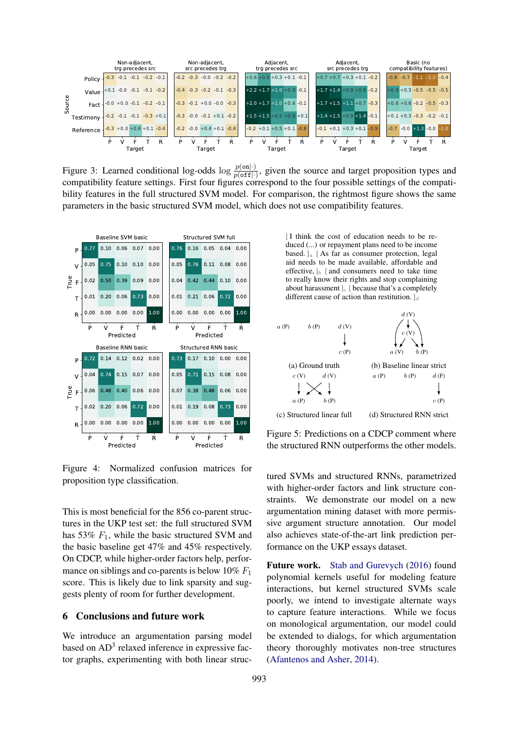Figure 3: Learned conditional log-odds $\log \frac{p(\texttt{on}|\cdot)}{p(\texttt{off}|\cdot)}$, given the source and target proposition types and compatibility feature settings. First four figures correspond to the four possible settings of the compatibility features in the full structured SVM model. For comparison, the rightmost figure shows the same parameters in the basic structured SVM model, which does not use compatibility features.

Figure 4: Normalized confusion matrices for proposition type classification.

[ I think the cost of education needs to be reduced (...) or repayment plans need to be income based. ]$_a$ [ As far as consumer protection, legal aid needs to be made available, affordable and effective, ]$_b$ [ and consumers need to take time to really know their rights and stop complaining about harassment ]$_c$ [ because that's a completely different cause of action than restitution. ]$_d$

(a) Ground truth (b) Baseline linear strict (c) Structured linear full (d) Structured RNN strict

Figure 5: Predictions on a CDCP comment where the structured RNN outperforms the other models.

This is most beneficial for the 856 co-parent structures in the UKP test set: the full structured SVM has 53% $F_1$, while the basic structured SVM and the basic baseline get 47% and 45% respectively. On CDCP, while higher-order factors help, performance on siblings and co-parents is below 10% $F_1$ score. This is likely due to link sparsity and suggests plenty of room for further development.

## 6 Conclusions and future work

We introduce an argumentation parsing model based on AD[3] relaxed inference in expressive factor graphs, experimenting with both linear structured SVMs and structured RNNs, parametrized with higher-order factors and link structure constraints. We demonstrate our model on a new argumentation mining dataset with more permissive argument structure annotation. Our model also achieves state-of-the-art link prediction performance on the UKP essays dataset.

**Future work.** Stab and Gurevych (2016) found polynomial kernels useful for modeling feature interactions, but kernel structured SVMs scale poorly, we intend to investigate alternate ways to capture feature interactions. While we focus on monological argumentation, our model could be extended to dialogs, for which argumentation theory thoroughly motivates non-tree structures (Afantenos and Asher, 2014).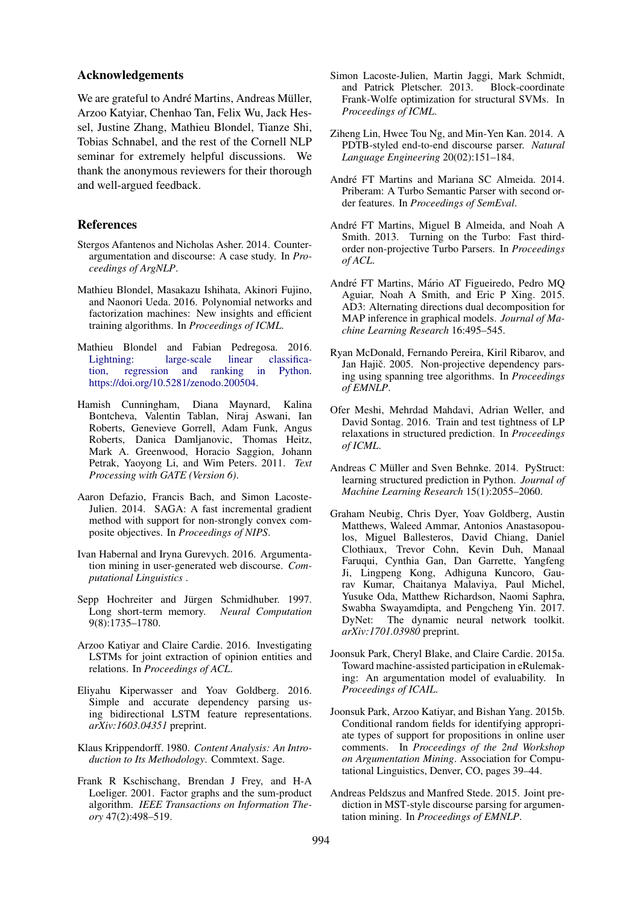## Acknowledgements

We are grateful to André Martins, Andreas Müller, Arzoo Katyiar, Chenhao Tan, Felix Wu, Jack Hessel, Justine Zhang, Mathieu Blondel, Tianze Shi, Tobias Schnabel, and the rest of the Cornell NLP seminar for extremely helpful discussions. We thank the anonymous reviewers for their thorough and well-argued feedback.

## References

Stergos Afantenos and Nicholas Asher. 2014. Counter-argumentation and discourse: A case study. In *Proceedings of ArgNLP*.

Mathieu Blondel, Masakazu Ishihata, Akinori Fujino, and Naonori Ueda. 2016. Polynomial networks and factorization machines: New insights and efficient training algorithms. In *Proceedings of ICML*.

Mathieu Blondel and Fabian Pedregosa. 2016. Lightning: large-scale linear classification, regression and ranking in Python. https://doi.org/10.5281/zenodo.200504.

Hamish Cunningham, Diana Maynard, Kalina Bontcheva, Valentin Tablan, Niraj Aswani, Ian Roberts, Genevieve Gorrell, Adam Funk, Angus Roberts, Danica Damljanovic, Thomas Heitz, Mark A. Greenwood, Horacio Saggion, Johann Petrak, Yaoyong Li, and Wim Peters. 2011. *Text Processing with GATE (Version 6)*.

Aaron Defazio, Francis Bach, and Simon Lacoste-Julien. 2014. SAGA: A fast incremental gradient method with support for non-strongly convex composite objectives. In *Proceedings of NIPS*.

Ivan Habernal and Iryna Gurevych. 2016. Argumentation mining in user-generated web discourse. *Computational Linguistics* .

Sepp Hochreiter and Jürgen Schmidhuber. 1997. Long short-term memory. *Neural Computation* 9(8):1735–1780.

Arzoo Katiyar and Claire Cardie. 2016. Investigating LSTMs for joint extraction of opinion entities and relations. In *Proceedings of ACL*.

Eliyahu Kiperwasser and Yoav Goldberg. 2016. Simple and accurate dependency parsing using bidirectional LSTM feature representations. *arXiv:1603.04351* preprint.

Klaus Krippendorff. 1980. *Content Analysis: An Introduction to Its Methodology*. Commtext. Sage.

Frank R Kschischang, Brendan J Frey, and H-A Loeliger. 2001. Factor graphs and the sum-product algorithm. *IEEE Transactions on Information Theory* 47(2):498–519.

Simon Lacoste-Julien, Martin Jaggi, Mark Schmidt, and Patrick Pletscher. 2013. Block-coordinate Frank-Wolfe optimization for structural SVMs. In *Proceedings of ICML*.

Ziheng Lin, Hwee Tou Ng, and Min-Yen Kan. 2014. A PDTB-styled end-to-end discourse parser. *Natural Language Engineering* 20(02):151–184.

André FT Martins and Mariana SC Almeida. 2014. Priberam: A Turbo Semantic Parser with second order features. In *Proceedings of SemEval*.

André FT Martins, Miguel B Almeida, and Noah A Smith. 2013. Turning on the Turbo: Fast third-order non-projective Turbo Parsers. In *Proceedings of ACL*.

André FT Martins, Mário AT Figueiredo, Pedro MQ Aguiar, Noah A Smith, and Eric P Xing. 2015. AD3: Alternating directions dual decomposition for MAP inference in graphical models. *Journal of Machine Learning Research* 16:495–545.

Ryan McDonald, Fernando Pereira, Kiril Ribarov, and Jan Hajič. 2005. Non-projective dependency parsing using spanning tree algorithms. In *Proceedings of EMNLP*.

Ofer Meshi, Mehrdad Mahdavi, Adrian Weller, and David Sontag. 2016. Train and test tightness of LP relaxations in structured prediction. In *Proceedings of ICML*.

Andreas C Müller and Sven Behnke. 2014. PyStruct: learning structured prediction in Python. *Journal of Machine Learning Research* 15(1):2055–2060.

Graham Neubig, Chris Dyer, Yoav Goldberg, Austin Matthews, Waleed Ammar, Antonios Anastasopoulos, Miguel Ballesteros, David Chiang, Daniel Clothiaux, Trevor Cohn, Kevin Duh, Manaal Faruqui, Cynthia Gan, Dan Garrette, Yangfeng Ji, Lingpeng Kong, Adhiguna Kuncoro, Gaurav Kumar, Chaitanya Malaviya, Paul Michel, Yusuke Oda, Matthew Richardson, Naomi Saphra, Swabha Swayamdipta, and Pengcheng Yin. 2017. DyNet: The dynamic neural network toolkit. *arXiv:1701.03980* preprint.

Joonsuk Park, Cheryl Blake, and Claire Cardie. 2015a. Toward machine-assisted participation in eRulemaking: An argumentation model of evaluability. In *Proceedings of ICAIL*.

Joonsuk Park, Arzoo Katiyar, and Bishan Yang. 2015b. Conditional random fields for identifying appropriate types of support for propositions in online user comments. In *Proceedings of the 2nd Workshop on Argumentation Mining*. Association for Computational Linguistics, Denver, CO, pages 39–44.

Andreas Peldszus and Manfred Stede. 2015. Joint prediction in MST-style discourse parsing for argumentation mining. In *Proceedings of EMNLP*.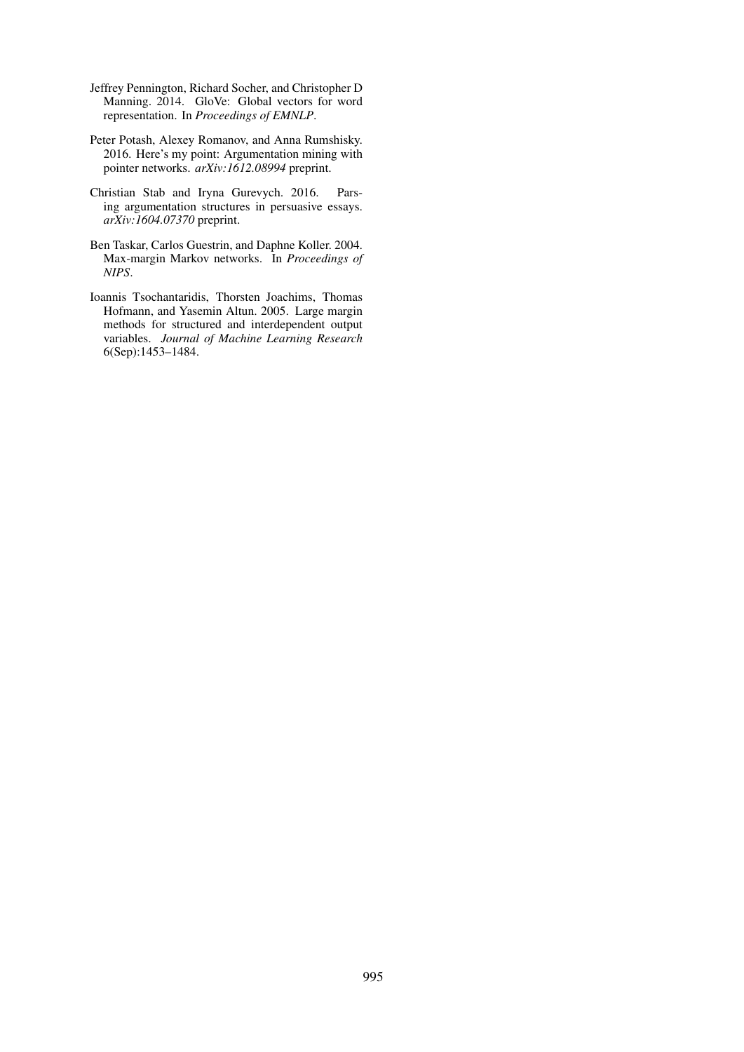Jeffrey Pennington, Richard Socher, and Christopher D Manning. 2014. GloVe: Global vectors for word representation. In *Proceedings of EMNLP*.

Peter Potash, Alexey Romanov, and Anna Rumshisky. 2016. Here's my point: Argumentation mining with pointer networks. *arXiv:1612.08994* preprint.

Christian Stab and Iryna Gurevych. 2016. Parsing argumentation structures in persuasive essays. *arXiv:1604.07370* preprint.

Ben Taskar, Carlos Guestrin, and Daphne Koller. 2004. Max-margin Markov networks. In *Proceedings of NIPS*.

Ioannis Tsochantaridis, Thorsten Joachims, Thomas Hofmann, and Yasemin Altun. 2005. Large margin methods for structured and interdependent output variables. *Journal of Machine Learning Research* 6(Sep):1453–1484.